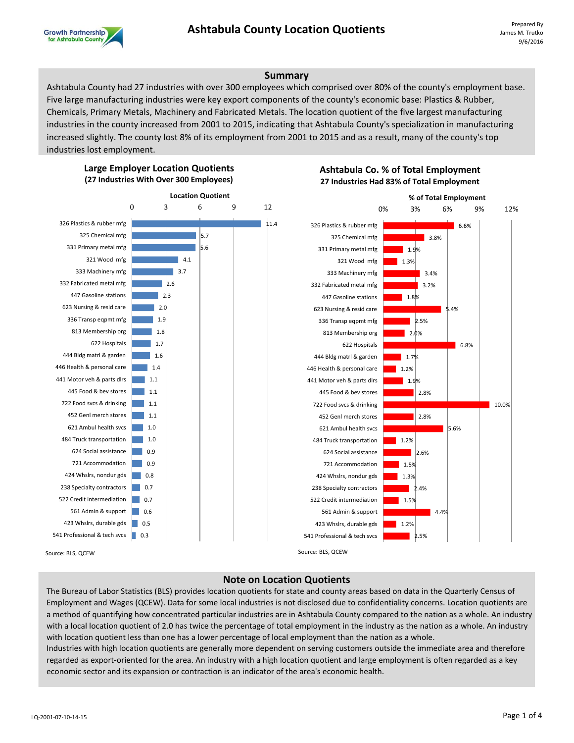# Ashtabula County Location Quotients

Prepared By
James M. Trutko
9/6/2016

## Summary

Ashtabula County had 27 industries with over 300 employees which comprised over 80% of the county's employment base. Five large manufacturing industries were key export components of the county's economic base: Plastics & Rubber, Chemicals, Primary Metals, Machinery and Fabricated Metals. The location quotient of the five largest manufacturing industries in the county increased from 2001 to 2015, indicating that Ashtabula County's specialization in manufacturing increased slightly. The county lost 8% of its employment from 2001 to 2015 and as a result, many of the county's top industries lost employment.

### Large Employer Location Quotients
### (27 Industries With Over 300 Employees)

Location Quotient

0 3 6 9 12

326 Plastics & rubber mfg 11.4
325 Chemical mfg 5.7
331 Primary metal mfg 5.6
321 Wood mfg 4.1
333 Machinery mfg 3.7
332 Fabricated metal mfg 2.6
447 Gasoline stations 2.3
623 Nursing & resid care 2.0
336 Transp eqpmt mfg 1.9
813 Membership org 1.8
622 Hospitals 1.7
444 Bldg matrl & garden 1.6
446 Health & personal care 1.4
441 Motor veh & parts dlrs 1.1
445 Food & bev stores 1.1
722 Food svcs & drinking 1.1
452 Genl merch stores 1.1
621 Ambul health svcs 1.0
484 Truck transportation 1.0
624 Social assistance 0.9
721 Accommodation 0.9
424 Whslrs, nondur gds 0.8
238 Specialty contractors 0.7
522 Credit intermediation 0.7
561 Admin & support 0.6
423 Whslrs, durable gds 0.5
541 Professional & tech svcs 0.3

Source: BLS, QCEW

### Ashtabula Co. % of Total Employment
### 27 Industries Had 83% of Total Employment

% of Total Employment

0% 3% 6% 9% 12%

326 Plastics & rubber mfg 6.6%
325 Chemical mfg 3.8%
331 Primary metal mfg 1.9%
321 Wood mfg 1.3%
333 Machinery mfg 3.4%
332 Fabricated metal mfg 3.2%
447 Gasoline stations 1.8%
623 Nursing & resid care 5.4%
336 Transp eqpmt mfg 2.5%
813 Membership org 2.0%
622 Hospitals 6.8%
444 Bldg matrl & garden 1.7%
446 Health & personal care 1.2%
441 Motor veh & parts dlrs 1.9%
445 Food & bev stores 2.8%
722 Food svcs & drinking 10.0%
452 Genl merch stores 2.8%
621 Ambul health svcs 5.6%
484 Truck transportation 1.2%
624 Social assistance 2.6%
721 Accommodation 1.5%
424 Whslrs, nondur gds 1.3%
238 Specialty contractors 2.4%
522 Credit intermediation 1.5%
561 Admin & support 4.4%
423 Whslrs, durable gds 1.2%
541 Professional & tech svcs 2.5%

Source: BLS, QCEW

## Note on Location Quotients

The Bureau of Labor Statistics (BLS) provides location quotients for state and county areas based on data in the Quarterly Census of Employment and Wages (QCEW). Data for some local industries is not disclosed due to confidentiality concerns. Location quotients are a method of quantifying how concentrated particular industries are in Ashtabula County compared to the nation as a whole. An industry with a local location quotient of 2.0 has twice the percentage of total employment in the industry as the nation as a whole. An industry with location quotient less than one has a lower percentage of local employment than the nation as a whole.

Industries with high location quotients are generally more dependent on serving customers outside the immediate area and therefore regarded as export-oriented for the area. An industry with a high location quotient and large employment is often regarded as a key economic sector and its expansion or contraction is an indicator of the area's economic health.

LQ-2001-07-10-14-15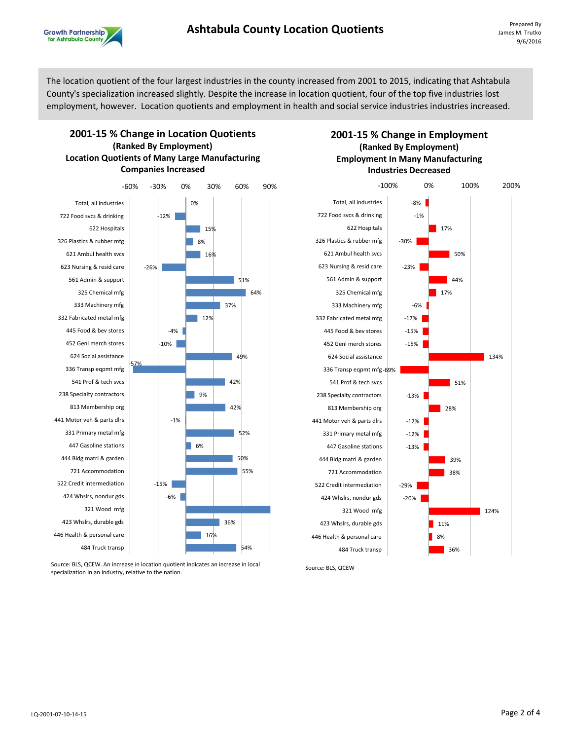# Ashtabula County Location Quotients

Growth Partnership for Ashtabula County

Prepared By
James M. Trutko
9/6/2016

The location quotient of the four largest industries in the county increased from 2001 to 2015, indicating that Ashtabula County's specialization increased slightly. Despite the increase in location quotient, four of the top five industries lost employment, however. Location quotients and employment in health and social service industries industries increased.

## 2001-15 % Change in Location Quotients

### (Ranked By Employment)

### Location Quotients of Many Large Manufacturing Companies Increased

-60% -30% 0% 30% 60% 90%

Total, all industries 0%
722 Food svcs & drinking -12%
622 Hospitals 15%
326 Plastics & rubber mfg 8%
621 Ambul health svcs 16%
623 Nursing & resid care -26%
561 Admin & support 51%
325 Chemical mfg 64%
333 Machinery mfg 37%
332 Fabricated metal mfg 12%
445 Food & bev stores -4%
452 Genl merch stores -10%
624 Social assistance 49%
336 Transp eqpmt mfg -57%
541 Prof & tech svcs 42%
238 Specialty contractors 9%
813 Membership org 42%
441 Motor veh & parts dlrs -1%
331 Primary metal mfg 52%
447 Gasoline stations 6%
444 Bldg matrl & garden 50%
721 Accommodation 55%
522 Credit intermediation -15%
424 Whslrs, nondur gds -6%
321 Wood mfg
423 Whslrs, durable gds 36%
446 Health & personal care 16%
484 Truck transp 54%

Source: BLS, QCEW. An increase in location quotient indicates an increase in local specialization in an industry, relative to the nation.

## 2001-15 % Change in Employment

### (Ranked By Employment)

### Employment In Many Manufacturing Industries Decreased

-100% 0% 100% 200%

Total, all industries -8%
722 Food svcs & drinking -1%
622 Hospitals 17%
326 Plastics & rubber mfg -30%
621 Ambul health svcs 50%
623 Nursing & resid care -23%
561 Admin & support 44%
325 Chemical mfg 17%
333 Machinery mfg -6%
332 Fabricated metal mfg -17%
445 Food & bev stores -15%
452 Genl merch stores -15%
624 Social assistance 134%
336 Transp eqpmt mfg -69%
541 Prof & tech svcs 51%
238 Specialty contractors -13%
813 Membership org 28%
441 Motor veh & parts dlrs -12%
331 Primary metal mfg -12%
447 Gasoline stations -13%
444 Bldg matrl & garden 39%
721 Accommodation 38%
522 Credit intermediation -29%
424 Whslrs, nondur gds -20%
321 Wood mfg 124%
423 Whslrs, durable gds 11%
446 Health & personal care 8%
484 Truck transp 36%

Source: BLS, QCEW

LQ-2001-07-10-14-15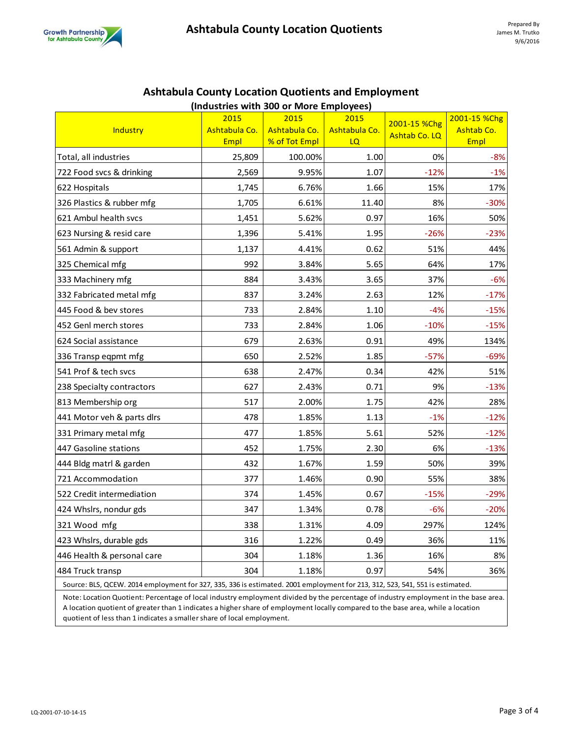Growth Partnership for Ashtabula County

# Ashtabula County Location Quotients

Prepared By
James M. Trutko
9/6/2016

## Ashtabula County Location Quotients and Employment

### (Industries with 300 or More Employees)

| Industry | 2015 Ashtabula Co. Empl | 2015 Ashtabula Co. % of Tot Empl | 2015 Ashtabula Co. LQ | 2001-15 %Chg Ashtab Co. LQ | 2001-15 %Chg Ashtab Co. Empl |
|---|---|---|---|---|---|
| Total, all industries | 25,809 | 100.00% | 1.00 | 0% | -8% |
| 722 Food svcs & drinking | 2,569 | 9.95% | 1.07 | -12% | -1% |
| 622 Hospitals | 1,745 | 6.76% | 1.66 | 15% | 17% |
| 326 Plastics & rubber mfg | 1,705 | 6.61% | 11.40 | 8% | -30% |
| 621 Ambul health svcs | 1,451 | 5.62% | 0.97 | 16% | 50% |
| 623 Nursing & resid care | 1,396 | 5.41% | 1.95 | -26% | -23% |
| 561 Admin & support | 1,137 | 4.41% | 0.62 | 51% | 44% |
| 325 Chemical mfg | 992 | 3.84% | 5.65 | 64% | 17% |
| 333 Machinery mfg | 884 | 3.43% | 3.65 | 37% | -6% |
| 332 Fabricated metal mfg | 837 | 3.24% | 2.63 | 12% | -17% |
| 445 Food & bev stores | 733 | 2.84% | 1.10 | -4% | -15% |
| 452 Genl merch stores | 733 | 2.84% | 1.06 | -10% | -15% |
| 624 Social assistance | 679 | 2.63% | 0.91 | 49% | 134% |
| 336 Transp eqpmt mfg | 650 | 2.52% | 1.85 | -57% | -69% |
| 541 Prof & tech svcs | 638 | 2.47% | 0.34 | 42% | 51% |
| 238 Specialty contractors | 627 | 2.43% | 0.71 | 9% | -13% |
| 813 Membership org | 517 | 2.00% | 1.75 | 42% | 28% |
| 441 Motor veh & parts dlrs | 478 | 1.85% | 1.13 | -1% | -12% |
| 331 Primary metal mfg | 477 | 1.85% | 5.61 | 52% | -12% |
| 447 Gasoline stations | 452 | 1.75% | 2.30 | 6% | -13% |
| 444 Bldg matrl & garden | 432 | 1.67% | 1.59 | 50% | 39% |
| 721 Accommodation | 377 | 1.46% | 0.90 | 55% | 38% |
| 522 Credit intermediation | 374 | 1.45% | 0.67 | -15% | -29% |
| 424 Whslrs, nondur gds | 347 | 1.34% | 0.78 | -6% | -20% |
| 321 Wood mfg | 338 | 1.31% | 4.09 | 297% | 124% |
| 423 Whslrs, durable gds | 316 | 1.22% | 0.49 | 36% | 11% |
| 446 Health & personal care | 304 | 1.18% | 1.36 | 16% | 8% |
| 484 Truck transp | 304 | 1.18% | 0.97 | 54% | 36% |

Source: BLS, QCEW. 2014 employment for 327, 335, 336 is estimated. 2001 employment for 213, 312, 523, 541, 551 is estimated.

Note: Location Quotient: Percentage of local industry employment divided by the percentage of industry employment in the base area. A location quotient of greater than 1 indicates a higher share of employment locally compared to the base area, while a location quotient of less than 1 indicates a smaller share of local employment.

LQ-2001-07-10-14-15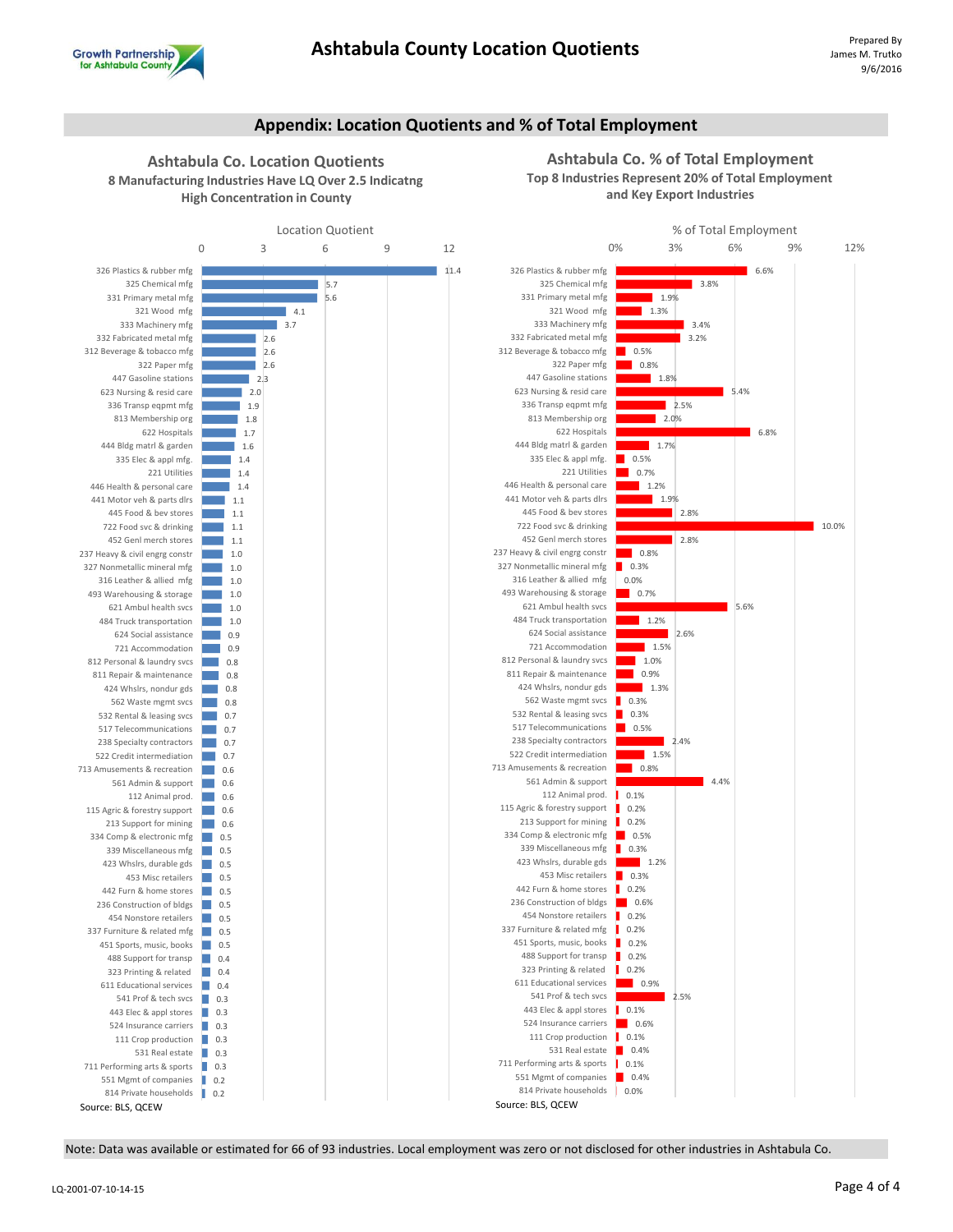## Appendix: Location Quotients and % of Total Employment

### Ashtabula Co. Location Quotients

**8 Manufacturing Industries Have LQ Over 2.5 Indicatng High Concentration in County**

Location Quotient

0 3 6 9 12

326 Plastics & rubber mfg 11.4
325 Chemical mfg 5.7
331 Primary metal mfg 5.6
321 Wood mfg 4.1
333 Machinery mfg 3.7
332 Fabricated metal mfg 2.6
312 Beverage & tobacco mfg 2.6
322 Paper mfg 2.6
447 Gasoline stations 2.3
623 Nursing & resid care 2.0
336 Transp eqpmt mfg 1.9
813 Membership org 1.8
622 Hospitals 1.7
444 Bldg matrl & garden 1.6
335 Elec & appl mfg. 1.4
221 Utilities 1.4
446 Health & personal care 1.4
441 Motor veh & parts dlrs 1.1
445 Food & bev stores 1.1
722 Food svc & drinking 1.1
452 Genl merch stores 1.1
237 Heavy & civil engrg constr 1.0
327 Nonmetallic mineral mfg 1.0
316 Leather & allied mfg 1.0
493 Warehousing & storage 1.0
621 Ambul health svcs 1.0
484 Truck transportation 1.0
624 Social assistance 0.9
721 Accommodation 0.9
812 Personal & laundry svcs 0.8
811 Repair & maintenance 0.8
424 Whslrs, nondur gds 0.8
562 Waste mgmt svcs 0.8
532 Rental & leasing svcs 0.7
517 Telecommunications 0.7
238 Specialty contractors 0.7
522 Credit intermediation 0.7
713 Amusements & recreation 0.6
561 Admin & support 0.6
112 Animal prod. 0.6
115 Agric & forestry support 0.6
213 Support for mining 0.6
334 Comp & electronic mfg 0.5
339 Miscellaneous mfg 0.5
423 Whslrs, durable gds 0.5
453 Misc retailers 0.5
442 Furn & home stores 0.5
236 Construction of bldgs 0.5
454 Nonstore retailers 0.5
337 Furniture & related mfg 0.5
451 Sports, music, books 0.5
488 Support for transp 0.4
323 Printing & related 0.4
611 Educational services 0.4
541 Prof & tech svcs 0.3
443 Elec & appl stores 0.3
524 Insurance carriers 0.3
111 Crop production 0.3
531 Real estate 0.3
711 Performing arts & sports 0.3
551 Mgmt of companies 0.2
814 Private households 0.2

Source: BLS, QCEW

### Ashtabula Co. % of Total Employment

**Top 8 Industries Represent 20% of Total Employment and Key Export Industries**

% of Total Employment

0% 3% 6% 9% 12%

326 Plastics & rubber mfg 6.6%
325 Chemical mfg 3.8%
331 Primary metal mfg 1.9%
321 Wood mfg 1.3%
333 Machinery mfg 3.4%
332 Fabricated metal mfg 3.2%
312 Beverage & tobacco mfg 0.5%
322 Paper mfg 0.8%
447 Gasoline stations 1.8%
623 Nursing & resid care 5.4%
336 Transp eqpmt mfg 2.5%
813 Membership org 2.0%
622 Hospitals 6.8%
444 Bldg matrl & garden 1.7%
335 Elec & appl mfg. 0.5%
221 Utilities 0.7%
446 Health & personal care 1.2%
441 Motor veh & parts dlrs 1.9%
445 Food & bev stores 2.8%
722 Food svc & drinking 10.0%
452 Genl merch stores 2.8%
237 Heavy & civil engrg constr 0.8%
327 Nonmetallic mineral mfg 0.3%
316 Leather & allied mfg 0.0%
493 Warehousing & storage 0.7%
621 Ambul health svcs 5.6%
484 Truck transportation 1.2%
624 Social assistance 2.6%
721 Accommodation 1.5%
812 Personal & laundry svcs 1.0%
811 Repair & maintenance 0.9%
424 Whslrs, nondur gds 1.3%
562 Waste mgmt svcs 0.3%
532 Rental & leasing svcs 0.3%
517 Telecommunications 0.5%
238 Specialty contractors 2.4%
522 Credit intermediation 1.5%
713 Amusements & recreation 0.8%
561 Admin & support 4.4%
112 Animal prod. 0.1%
115 Agric & forestry support 0.2%
213 Support for mining 0.2%
334 Comp & electronic mfg 0.5%
339 Miscellaneous mfg 0.3%
423 Whslrs, durable gds 1.2%
453 Misc retailers 0.3%
442 Furn & home stores 0.2%
236 Construction of bldgs 0.6%
454 Nonstore retailers 0.2%
337 Furniture & related mfg 0.2%
451 Sports, music, books 0.2%
488 Support for transp 0.2%
323 Printing & related 0.2%
611 Educational services 0.9%
541 Prof & tech svcs 2.5%
443 Elec & appl stores 0.1%
524 Insurance carriers 0.6%
111 Crop production 0.1%
531 Real estate 0.4%
711 Performing arts & sports 0.1%
551 Mgmt of companies 0.4%
814 Private households 0.0%

Source: BLS, QCEW

Note: Data was available or estimated for 66 of 93 industries. Local employment was zero or not disclosed for other industries in Ashtabula Co.